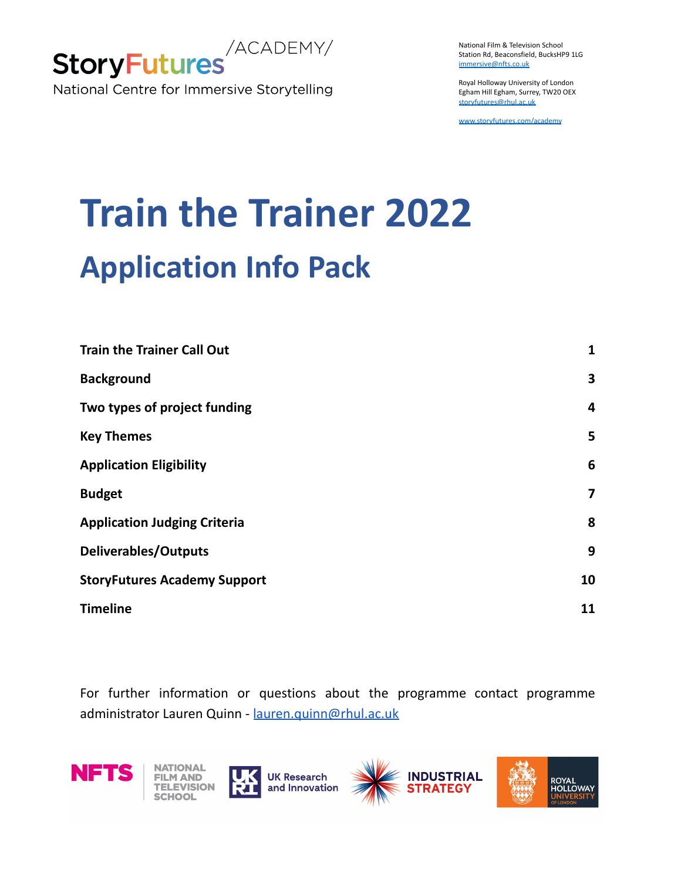StoryFutures /ACADEMY/

National Centre for Immersive Storytelling

National Film & Television School
Station Rd, Beaconsfield, BucksHP9 1LG
immersive@nfts.co.uk

Royal Holloway University of London
Egham Hill Egham, Surrey, TW20 OEX
storyfutures@rhul.ac.uk

www.storyfutures.com/academy

# Train the Trainer 2022

## Application Info Pack

| | |
|---|---|
| **Train the Trainer Call Out** | **1** |
| **Background** | **3** |
| **Two types of project funding** | **4** |
| **Key Themes** | **5** |
| **Application Eligibility** | **6** |
| **Budget** | **7** |
| **Application Judging Criteria** | **8** |
| **Deliverables/Outputs** | **9** |
| **StoryFutures Academy Support** | **10** |
| **Timeline** | **11** |

For further information or questions about the programme contact programme administrator Lauren Quinn - lauren.quinn@rhul.ac.uk

NFTS National Film and Television School | UK Research and Innovation | Industrial Strategy | Royal Holloway University of London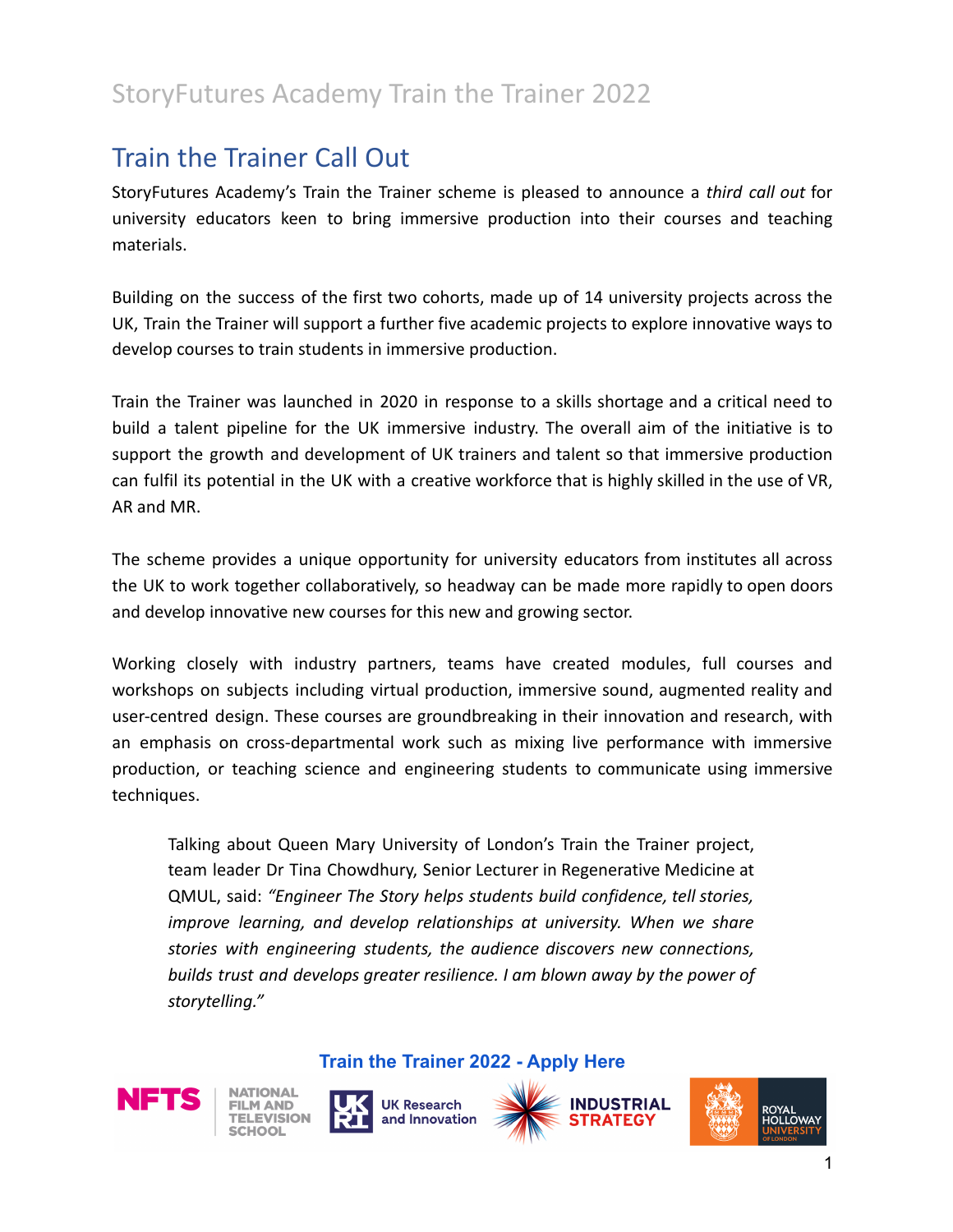# StoryFutures Academy Train the Trainer 2022

## Train the Trainer Call Out

StoryFutures Academy's Train the Trainer scheme is pleased to announce a *third call out* for university educators keen to bring immersive production into their courses and teaching materials.

Building on the success of the first two cohorts, made up of 14 university projects across the UK, Train the Trainer will support a further five academic projects to explore innovative ways to develop courses to train students in immersive production.

Train the Trainer was launched in 2020 in response to a skills shortage and a critical need to build a talent pipeline for the UK immersive industry. The overall aim of the initiative is to support the growth and development of UK trainers and talent so that immersive production can fulfil its potential in the UK with a creative workforce that is highly skilled in the use of VR, AR and MR.

The scheme provides a unique opportunity for university educators from institutes all across the UK to work together collaboratively, so headway can be made more rapidly to open doors and develop innovative new courses for this new and growing sector.

Working closely with industry partners, teams have created modules, full courses and workshops on subjects including virtual production, immersive sound, augmented reality and user-centred design. These courses are groundbreaking in their innovation and research, with an emphasis on cross-departmental work such as mixing live performance with immersive production, or teaching science and engineering students to communicate using immersive techniques.

> Talking about Queen Mary University of London's Train the Trainer project, team leader Dr Tina Chowdhury, Senior Lecturer in Regenerative Medicine at QMUL, said: *"Engineer The Story helps students build confidence, tell stories, improve learning, and develop relationships at university. When we share stories with engineering students, the audience discovers new connections, builds trust and develops greater resilience. I am blown away by the power of storytelling."*

**Train the Trainer 2022 - Apply Here**

NFTS National Film and Television School | UK Research and Innovation | Industrial Strategy | Royal Holloway University of London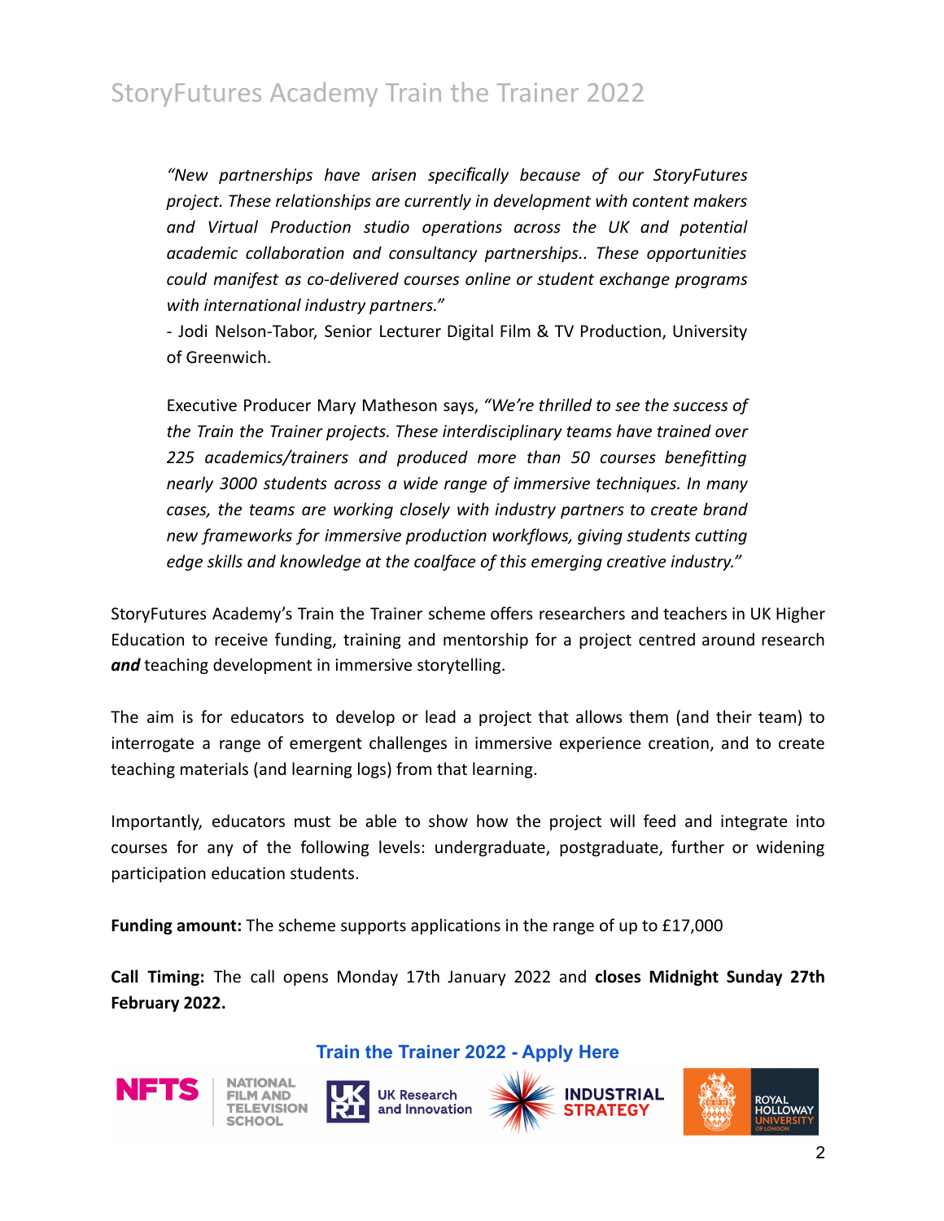# StoryFutures Academy Train the Trainer 2022

> *"New partnerships have arisen specifically because of our StoryFutures project. These relationships are currently in development with content makers and Virtual Production studio operations across the UK and potential academic collaboration and consultancy partnerships.. These opportunities could manifest as co-delivered courses online or student exchange programs with international industry partners."*
>
> \- Jodi Nelson-Tabor, Senior Lecturer Digital Film & TV Production, University of Greenwich.

> Executive Producer Mary Matheson says, *"We're thrilled to see the success of the Train the Trainer projects. These interdisciplinary teams have trained over 225 academics/trainers and produced more than 50 courses benefitting nearly 3000 students across a wide range of immersive techniques. In many cases, the teams are working closely with industry partners to create brand new frameworks for immersive production workflows, giving students cutting edge skills and knowledge at the coalface of this emerging creative industry."*

StoryFutures Academy's Train the Trainer scheme offers researchers and teachers in UK Higher Education to receive funding, training and mentorship for a project centred around research ***and*** teaching development in immersive storytelling.

The aim is for educators to develop or lead a project that allows them (and their team) to interrogate a range of emergent challenges in immersive experience creation, and to create teaching materials (and learning logs) from that learning.

Importantly, educators must be able to show how the project will feed and integrate into courses for any of the following levels: undergraduate, postgraduate, further or widening participation education students.

**Funding amount:** The scheme supports applications in the range of up to £17,000

**Call Timing:** The call opens Monday 17th January 2022 and **closes Midnight Sunday 27th February 2022.**

**Train the Trainer 2022 - Apply Here**

NFTS NATIONAL FILM AND TELEVISION SCHOOL | UK Research and Innovation | INDUSTRIAL STRATEGY | ROYAL HOLLOWAY UNIVERSITY OF LONDON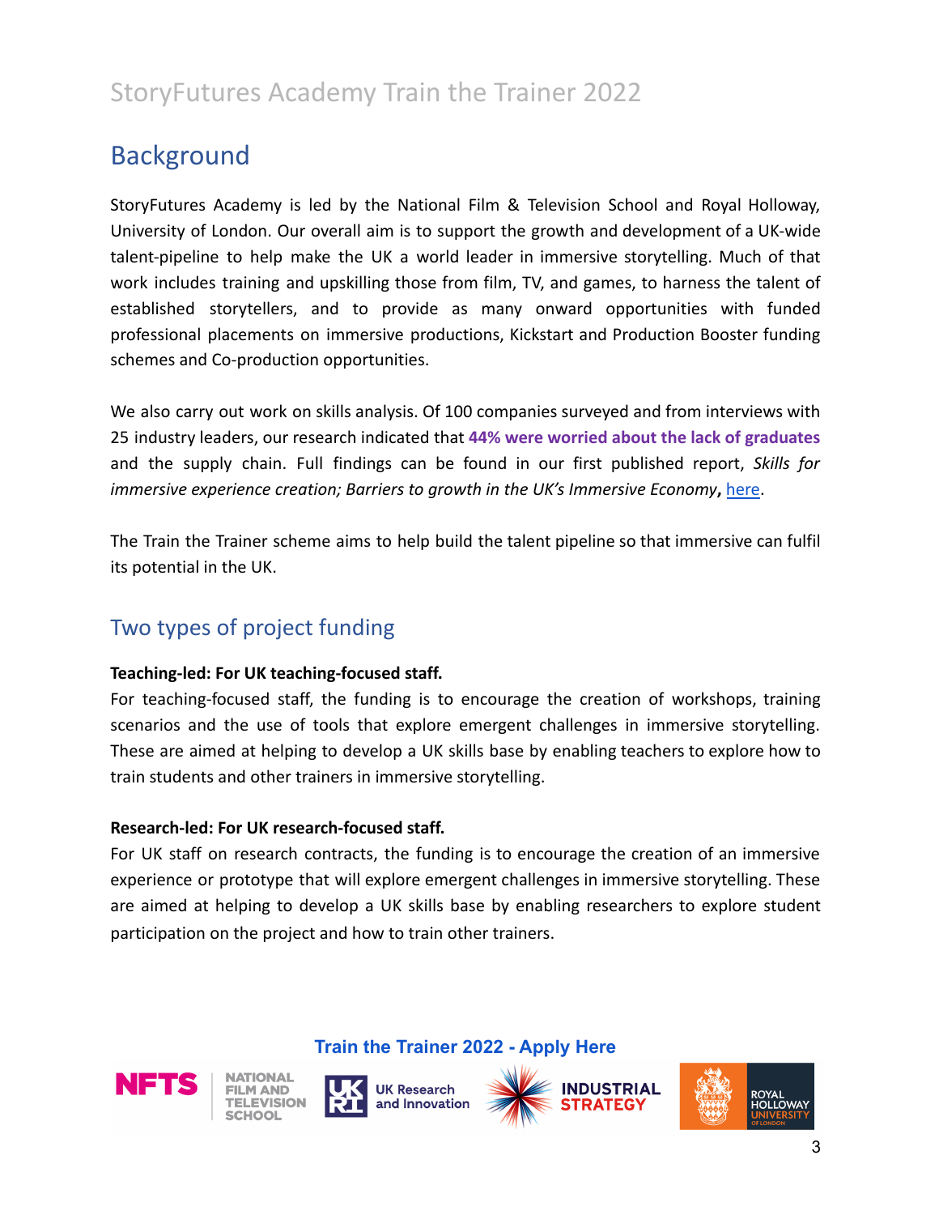# StoryFutures Academy Train the Trainer 2022

## Background

StoryFutures Academy is led by the National Film & Television School and Royal Holloway, University of London. Our overall aim is to support the growth and development of a UK-wide talent-pipeline to help make the UK a world leader in immersive storytelling. Much of that work includes training and upskilling those from film, TV, and games, to harness the talent of established storytellers, and to provide as many onward opportunities with funded professional placements on immersive productions, Kickstart and Production Booster funding schemes and Co-production opportunities.

We also carry out work on skills analysis. Of 100 companies surveyed and from interviews with 25 industry leaders, our research indicated that **44% were worried about the lack of graduates** and the supply chain. Full findings can be found in our first published report, *Skills for immersive experience creation; Barriers to growth in the UK's Immersive Economy***,** here.

The Train the Trainer scheme aims to help build the talent pipeline so that immersive can fulfil its potential in the UK.

## Two types of project funding

**Teaching-led: For UK teaching-focused staff.**
For teaching-focused staff, the funding is to encourage the creation of workshops, training scenarios and the use of tools that explore emergent challenges in immersive storytelling. These are aimed at helping to develop a UK skills base by enabling teachers to explore how to train students and other trainers in immersive storytelling.

**Research-led: For UK research-focused staff.**
For UK staff on research contracts, the funding is to encourage the creation of an immersive experience or prototype that will explore emergent challenges in immersive storytelling. These are aimed at helping to develop a UK skills base by enabling researchers to explore student participation on the project and how to train other trainers.

**Train the Trainer 2022 - Apply Here**

NFTS NATIONAL FILM AND TELEVISION SCHOOL | UK Research and Innovation | INDUSTRIAL STRATEGY | ROYAL HOLLOWAY UNIVERSITY OF LONDON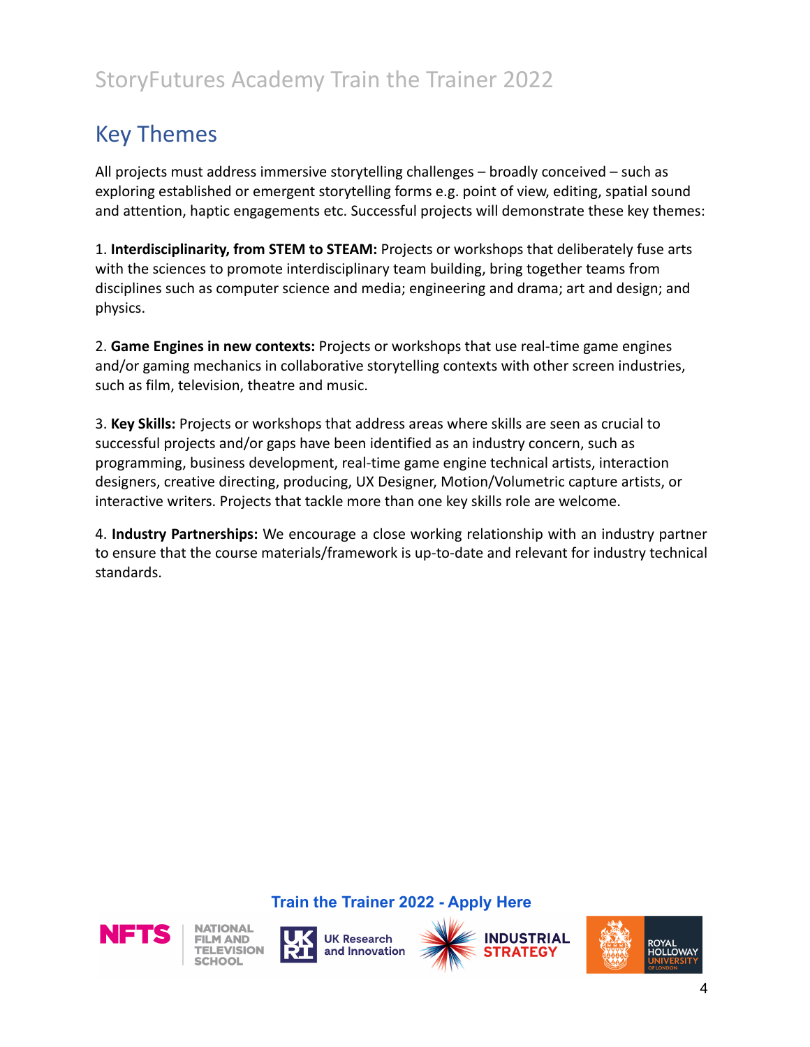## Key Themes

All projects must address immersive storytelling challenges – broadly conceived – such as exploring established or emergent storytelling forms e.g. point of view, editing, spatial sound and attention, haptic engagements etc. Successful projects will demonstrate these key themes:

1. **Interdisciplinarity, from STEM to STEAM:** Projects or workshops that deliberately fuse arts with the sciences to promote interdisciplinary team building, bring together teams from disciplines such as computer science and media; engineering and drama; art and design; and physics.

2. **Game Engines in new contexts:** Projects or workshops that use real-time game engines and/or gaming mechanics in collaborative storytelling contexts with other screen industries, such as film, television, theatre and music.

3. **Key Skills:** Projects or workshops that address areas where skills are seen as crucial to successful projects and/or gaps have been identified as an industry concern, such as programming, business development, real-time game engine technical artists, interaction designers, creative directing, producing, UX Designer, Motion/Volumetric capture artists, or interactive writers. Projects that tackle more than one key skills role are welcome.

4. **Industry Partnerships:** We encourage a close working relationship with an industry partner to ensure that the course materials/framework is up-to-date and relevant for industry technical standards.

Train the Trainer 2022 - Apply Here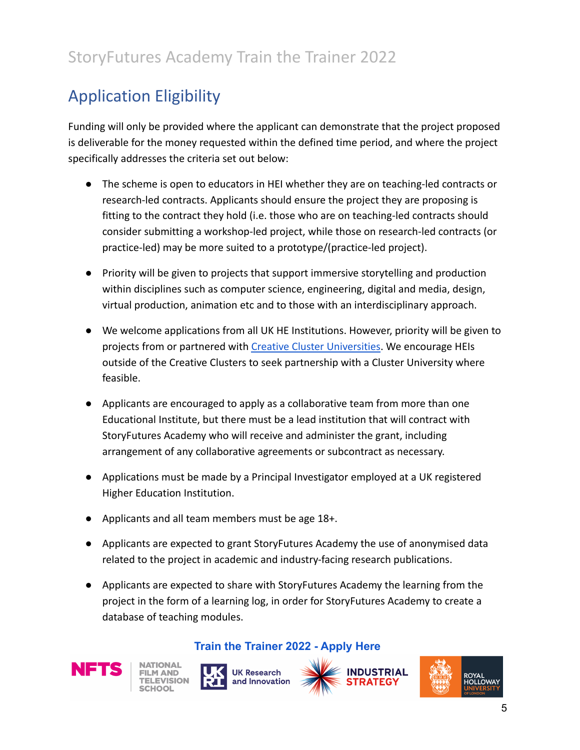# StoryFutures Academy Train the Trainer 2022

## Application Eligibility

Funding will only be provided where the applicant can demonstrate that the project proposed is deliverable for the money requested within the defined time period, and where the project specifically addresses the criteria set out below:

- The scheme is open to educators in HEI whether they are on teaching-led contracts or research-led contracts. Applicants should ensure the project they are proposing is fitting to the contract they hold (i.e. those who are on teaching-led contracts should consider submitting a workshop-led project, while those on research-led contracts (or practice-led) may be more suited to a prototype/(practice-led project).

- Priority will be given to projects that support immersive storytelling and production within disciplines such as computer science, engineering, digital and media, design, virtual production, animation etc and to those with an interdisciplinary approach.

- We welcome applications from all UK HE Institutions. However, priority will be given to projects from or partnered with [Creative Cluster Universities](). We encourage HEIs outside of the Creative Clusters to seek partnership with a Cluster University where feasible.

- Applicants are encouraged to apply as a collaborative team from more than one Educational Institute, but there must be a lead institution that will contract with StoryFutures Academy who will receive and administer the grant, including arrangement of any collaborative agreements or subcontract as necessary.

- Applications must be made by a Principal Investigator employed at a UK registered Higher Education Institution.

- Applicants and all team members must be age 18+.

- Applicants are expected to grant StoryFutures Academy the use of anonymised data related to the project in academic and industry-facing research publications.

- Applicants are expected to share with StoryFutures Academy the learning from the project in the form of a learning log, in order for StoryFutures Academy to create a database of teaching modules.

**Train the Trainer 2022 - Apply Here**

NFTS NATIONAL FILM AND TELEVISION SCHOOL | UK Research and Innovation | INDUSTRIAL STRATEGY | ROYAL HOLLOWAY UNIVERSITY OF LONDON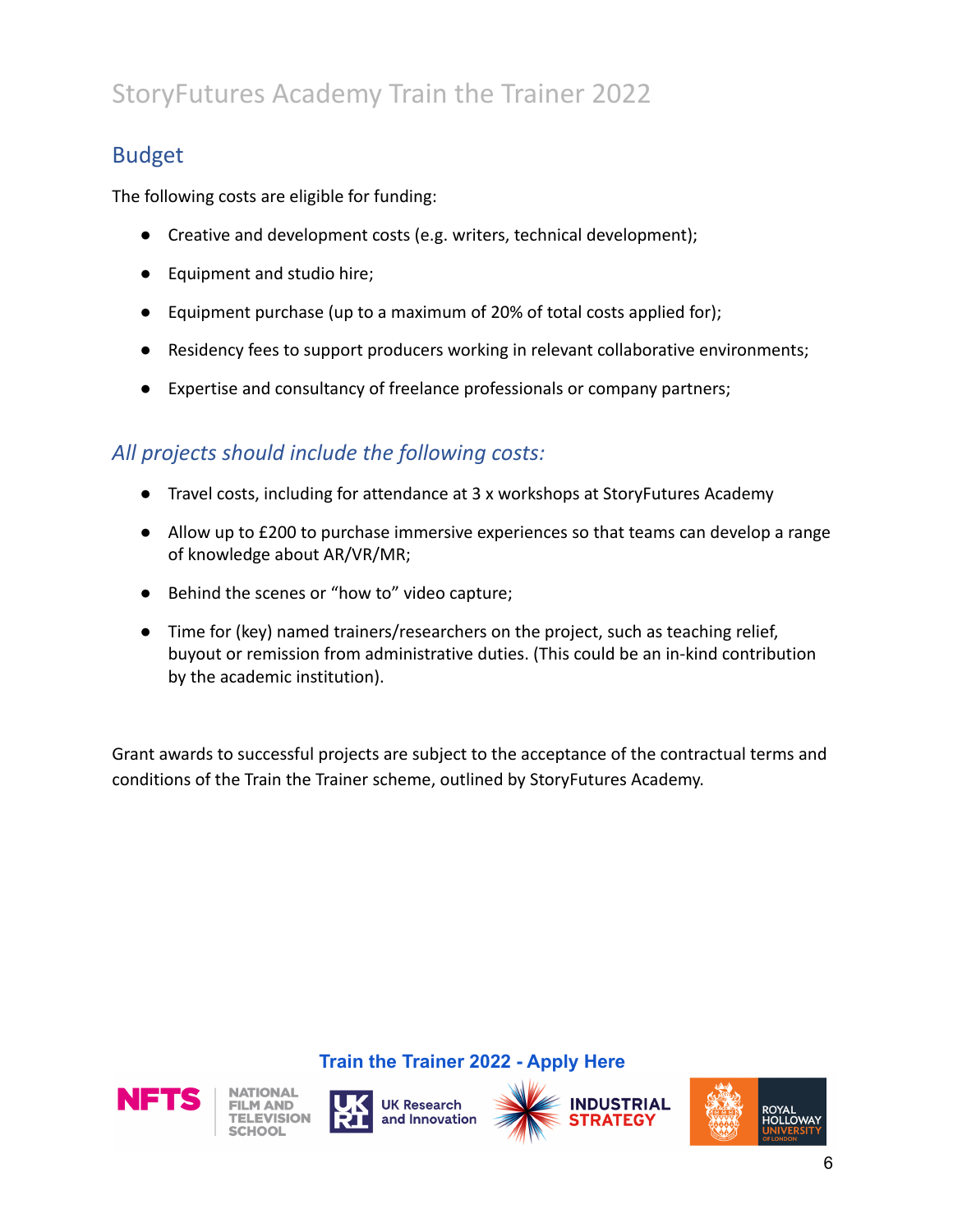# StoryFutures Academy Train the Trainer 2022

## Budget

The following costs are eligible for funding:

- Creative and development costs (e.g. writers, technical development);
- Equipment and studio hire;
- Equipment purchase (up to a maximum of 20% of total costs applied for);
- Residency fees to support producers working in relevant collaborative environments;
- Expertise and consultancy of freelance professionals or company partners;

### *All projects should include the following costs:*

- Travel costs, including for attendance at 3 x workshops at StoryFutures Academy
- Allow up to £200 to purchase immersive experiences so that teams can develop a range of knowledge about AR/VR/MR;
- Behind the scenes or "how to" video capture;
- Time for (key) named trainers/researchers on the project, such as teaching relief, buyout or remission from administrative duties. (This could be an in-kind contribution by the academic institution).

Grant awards to successful projects are subject to the acceptance of the contractual terms and conditions of the Train the Trainer scheme, outlined by StoryFutures Academy.

**Train the Trainer 2022 - Apply Here**

NFTS NATIONAL FILM AND TELEVISION SCHOOL | UK Research and Innovation | INDUSTRIAL STRATEGY | ROYAL HOLLOWAY UNIVERSITY OF LONDON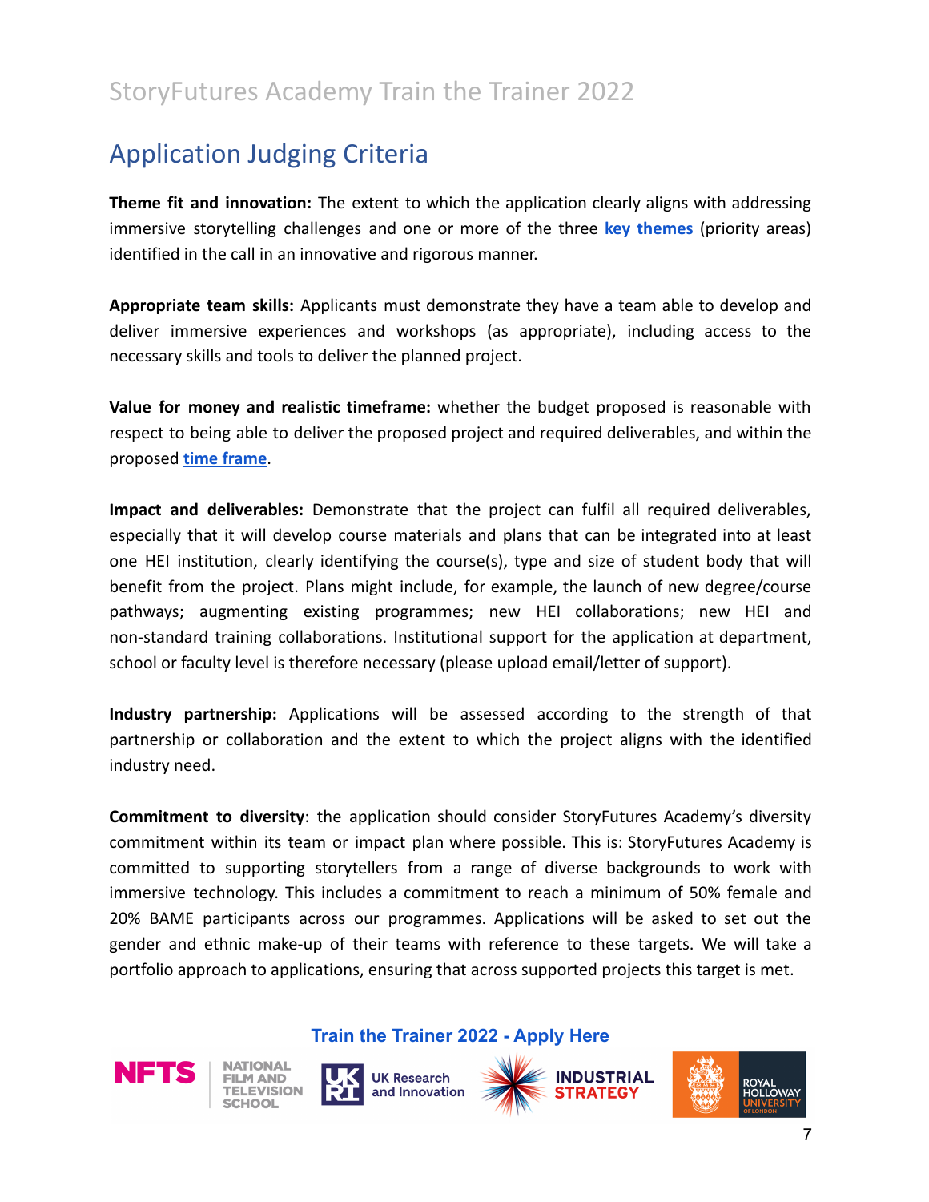## Application Judging Criteria

**Theme fit and innovation:** The extent to which the application clearly aligns with addressing immersive storytelling challenges and one or more of the three **key themes** (priority areas) identified in the call in an innovative and rigorous manner.

**Appropriate team skills:** Applicants must demonstrate they have a team able to develop and deliver immersive experiences and workshops (as appropriate), including access to the necessary skills and tools to deliver the planned project.

**Value for money and realistic timeframe:** whether the budget proposed is reasonable with respect to being able to deliver the proposed project and required deliverables, and within the proposed **time frame**.

**Impact and deliverables:** Demonstrate that the project can fulfil all required deliverables, especially that it will develop course materials and plans that can be integrated into at least one HEI institution, clearly identifying the course(s), type and size of student body that will benefit from the project. Plans might include, for example, the launch of new degree/course pathways; augmenting existing programmes; new HEI collaborations; new HEI and non-standard training collaborations. Institutional support for the application at department, school or faculty level is therefore necessary (please upload email/letter of support).

**Industry partnership:** Applications will be assessed according to the strength of that partnership or collaboration and the extent to which the project aligns with the identified industry need.

**Commitment to diversity**: the application should consider StoryFutures Academy's diversity commitment within its team or impact plan where possible. This is: StoryFutures Academy is committed to supporting storytellers from a range of diverse backgrounds to work with immersive technology. This includes a commitment to reach a minimum of 50% female and 20% BAME participants across our programmes. Applications will be asked to set out the gender and ethnic make-up of their teams with reference to these targets. We will take a portfolio approach to applications, ensuring that across supported projects this target is met.

**Train the Trainer 2022 - Apply Here**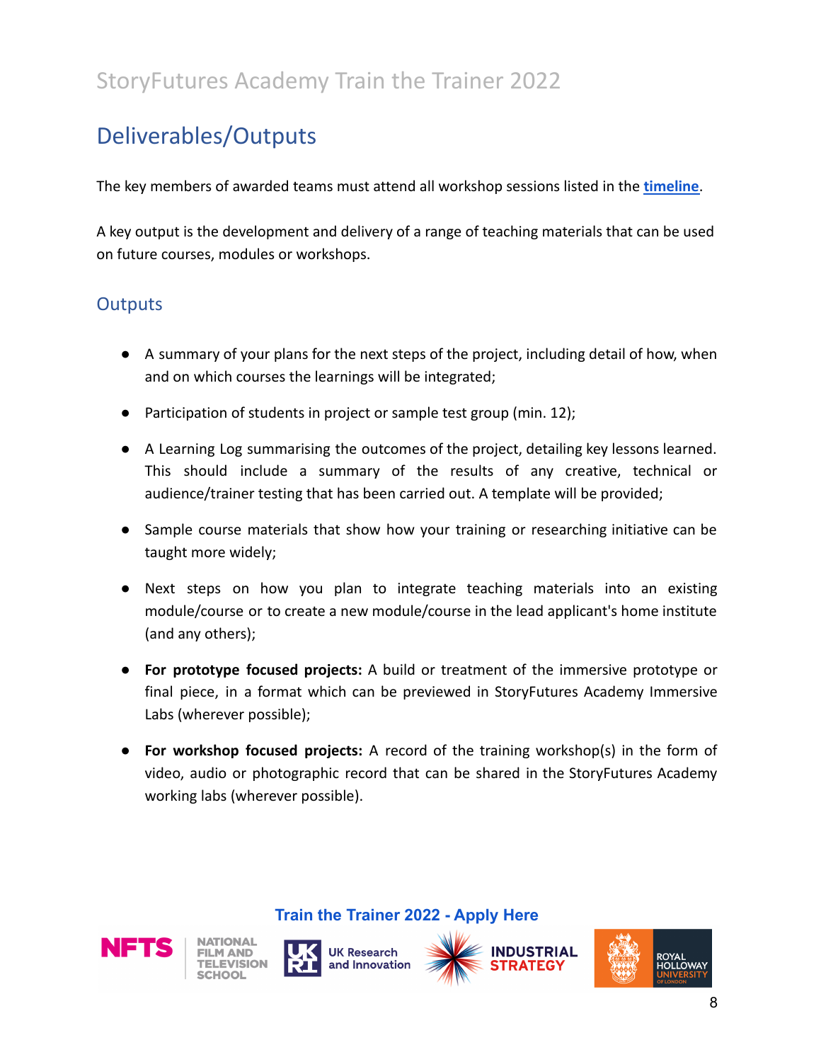## Deliverables/Outputs

The key members of awarded teams must attend all workshop sessions listed in the **timeline**.

A key output is the development and delivery of a range of teaching materials that can be used on future courses, modules or workshops.

### Outputs

- A summary of your plans for the next steps of the project, including detail of how, when and on which courses the learnings will be integrated;
- Participation of students in project or sample test group (min. 12);
- A Learning Log summarising the outcomes of the project, detailing key lessons learned. This should include a summary of the results of any creative, technical or audience/trainer testing that has been carried out. A template will be provided;
- Sample course materials that show how your training or researching initiative can be taught more widely;
- Next steps on how you plan to integrate teaching materials into an existing module/course or to create a new module/course in the lead applicant's home institute (and any others);
- **For prototype focused projects:** A build or treatment of the immersive prototype or final piece, in a format which can be previewed in StoryFutures Academy Immersive Labs (wherever possible);
- **For workshop focused projects:** A record of the training workshop(s) in the form of video, audio or photographic record that can be shared in the StoryFutures Academy working labs (wherever possible).

**Train the Trainer 2022 - Apply Here**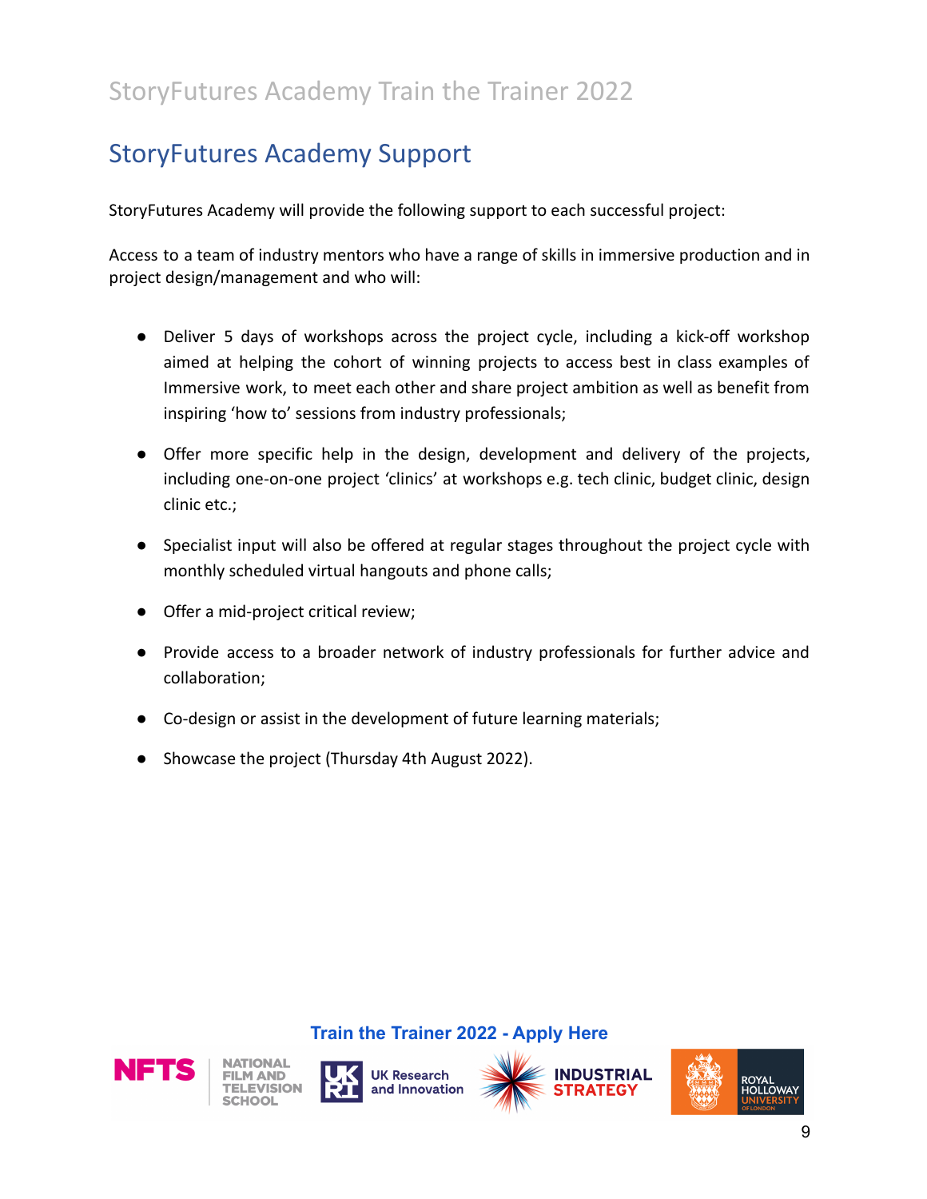## StoryFutures Academy Support

StoryFutures Academy will provide the following support to each successful project:

Access to a team of industry mentors who have a range of skills in immersive production and in project design/management and who will:

- Deliver 5 days of workshops across the project cycle, including a kick-off workshop aimed at helping the cohort of winning projects to access best in class examples of Immersive work, to meet each other and share project ambition as well as benefit from inspiring 'how to' sessions from industry professionals;
- Offer more specific help in the design, development and delivery of the projects, including one-on-one project 'clinics' at workshops e.g. tech clinic, budget clinic, design clinic etc.;
- Specialist input will also be offered at regular stages throughout the project cycle with monthly scheduled virtual hangouts and phone calls;
- Offer a mid-project critical review;
- Provide access to a broader network of industry professionals for further advice and collaboration;
- Co-design or assist in the development of future learning materials;
- Showcase the project (Thursday 4th August 2022).

**Train the Trainer 2022 - Apply Here**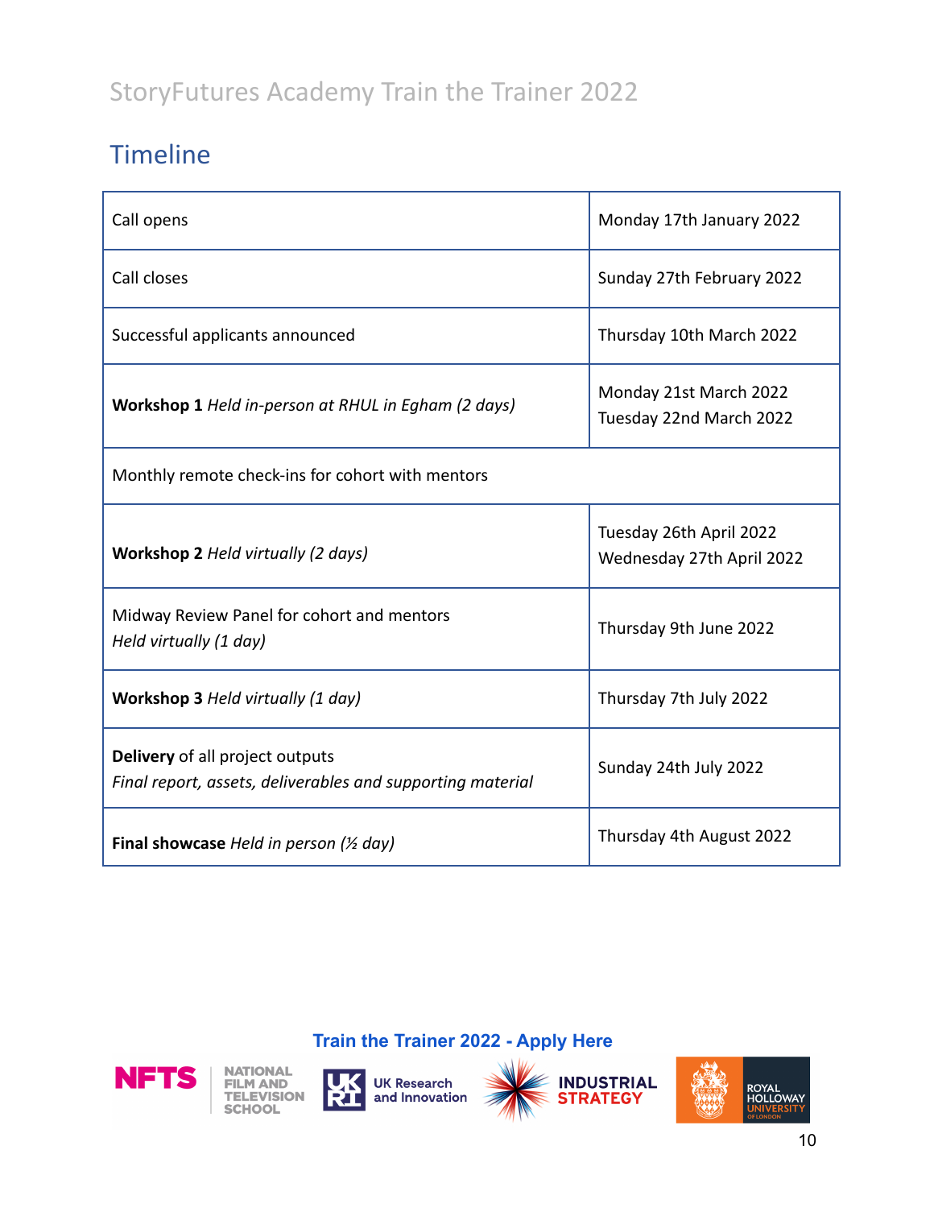StoryFutures Academy Train the Trainer 2022

## Timeline

| | |
|---|---|
| Call opens | Monday 17th January 2022 |
| Call closes | Sunday 27th February 2022 |
| Successful applicants announced | Thursday 10th March 2022 |
| **Workshop 1** *Held in-person at RHUL in Egham (2 days)* | Monday 21st March 2022<br>Tuesday 22nd March 2022 |
| Monthly remote check-ins for cohort with mentors | |
| **Workshop 2** *Held virtually (2 days)* | Tuesday 26th April 2022<br>Wednesday 27th April 2022 |
| Midway Review Panel for cohort and mentors<br>*Held virtually (1 day)* | Thursday 9th June 2022 |
| **Workshop 3** *Held virtually (1 day)* | Thursday 7th July 2022 |
| **Delivery** of all project outputs<br>*Final report, assets, deliverables and supporting material* | Sunday 24th July 2022 |
| **Final showcase** *Held in person (½ day)* | Thursday 4th August 2022 |

**Train the Trainer 2022 - Apply Here**

NFTS NATIONAL FILM AND TELEVISION SCHOOL | UK Research and Innovation | INDUSTRIAL STRATEGY | ROYAL HOLLOWAY UNIVERSITY OF LONDON